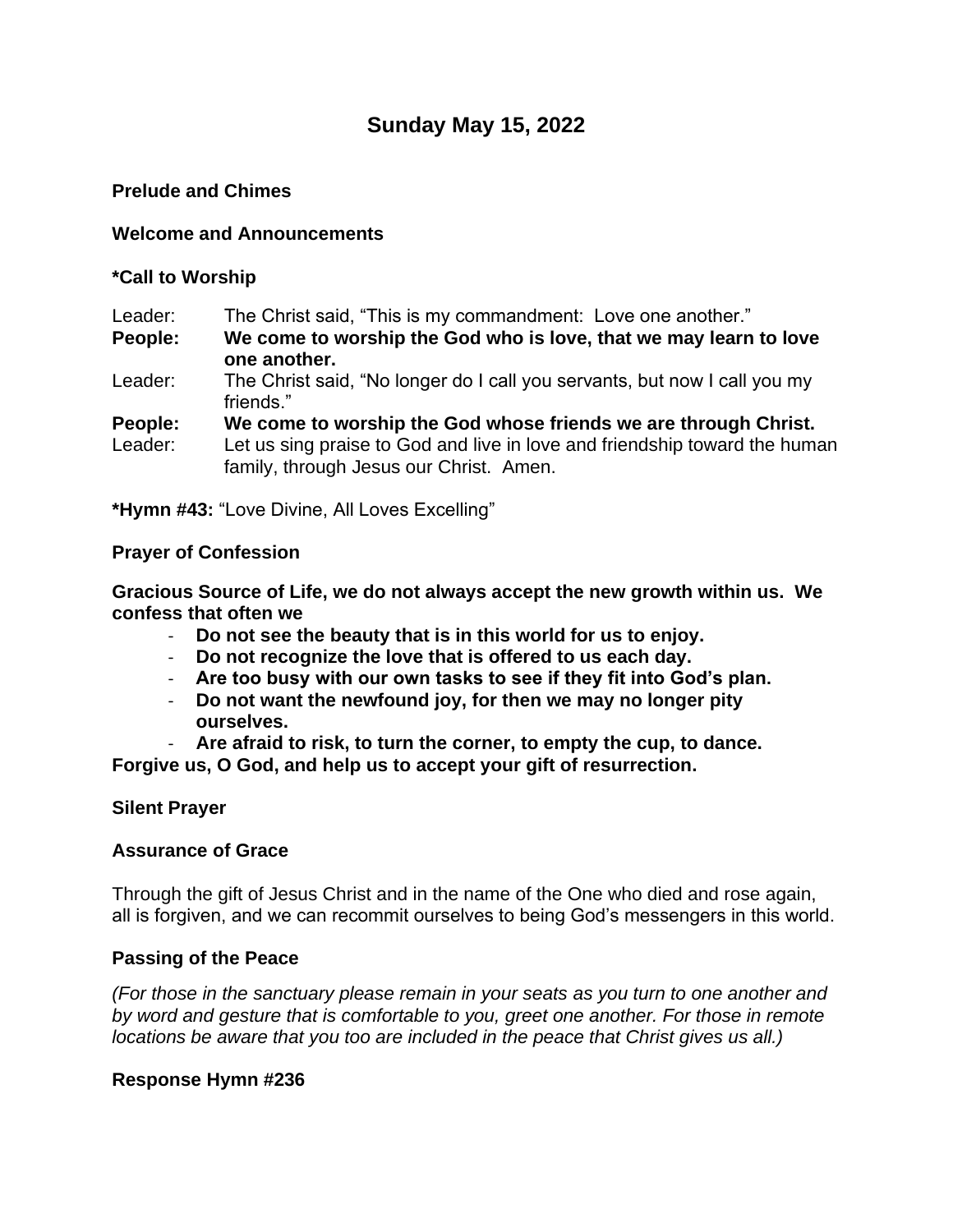# Sunday May 15, 2022

**Prelude and Chimes**

**Welcome and Announcements**

**\*Call to Worship**

Leader: The Christ said, "This is my commandment: Love one another."

**People: We come to worship the God who is love, that we may learn to love one another.**

Leader: The Christ said, "No longer do I call you servants, but now I call you my friends."

**People: We come to worship the God whose friends we are through Christ.**

Leader: Let us sing praise to God and live in love and friendship toward the human family, through Jesus our Christ. Amen.

**\*Hymn #43:** "Love Divine, All Loves Excelling"

**Prayer of Confession**

**Gracious Source of Life, we do not always accept the new growth within us. We confess that often we**

- **Do not see the beauty that is in this world for us to enjoy.**
- **Do not recognize the love that is offered to us each day.**
- **Are too busy with our own tasks to see if they fit into God's plan.**
- **Do not want the newfound joy, for then we may no longer pity ourselves.**
- **Are afraid to risk, to turn the corner, to empty the cup, to dance.**

**Forgive us, O God, and help us to accept your gift of resurrection.**

**Silent Prayer**

**Assurance of Grace**

Through the gift of Jesus Christ and in the name of the One who died and rose again, all is forgiven, and we can recommit ourselves to being God's messengers in this world.

**Passing of the Peace**

*(For those in the sanctuary please remain in your seats as you turn to one another and by word and gesture that is comfortable to you, greet one another. For those in remote locations be aware that you too are included in the peace that Christ gives us all.)*

**Response Hymn #236**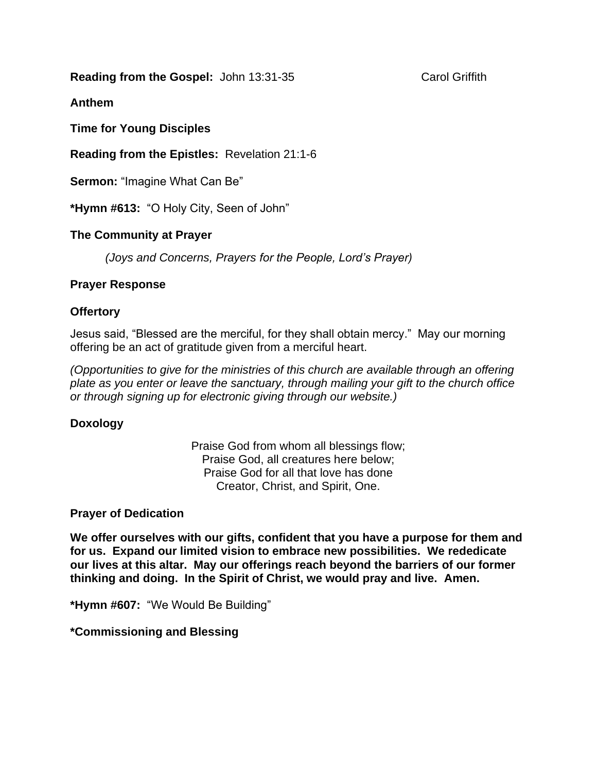**Reading from the Gospel:** John 13:31-35 Carol Griffith

**Anthem**

**Time for Young Disciples**

**Reading from the Epistles:** Revelation 21:1-6

**Sermon:** "Imagine What Can Be"

***Hymn #613:** "O Holy City, Seen of John"

**The Community at Prayer**

*(Joys and Concerns, Prayers for the People, Lord's Prayer)*

**Prayer Response**

**Offertory**

Jesus said, "Blessed are the merciful, for they shall obtain mercy." May our morning offering be an act of gratitude given from a merciful heart.

*(Opportunities to give for the ministries of this church are available through an offering plate as you enter or leave the sanctuary, through mailing your gift to the church office or through signing up for electronic giving through our website.)*

**Doxology**

Praise God from whom all blessings flow;
Praise God, all creatures here below;
Praise God for all that love has done
Creator, Christ, and Spirit, One.

**Prayer of Dedication**

**We offer ourselves with our gifts, confident that you have a purpose for them and for us. Expand our limited vision to embrace new possibilities. We rededicate our lives at this altar. May our offerings reach beyond the barriers of our former thinking and doing. In the Spirit of Christ, we would pray and live. Amen.**

***Hymn #607:** "We Would Be Building"

***Commissioning and Blessing**